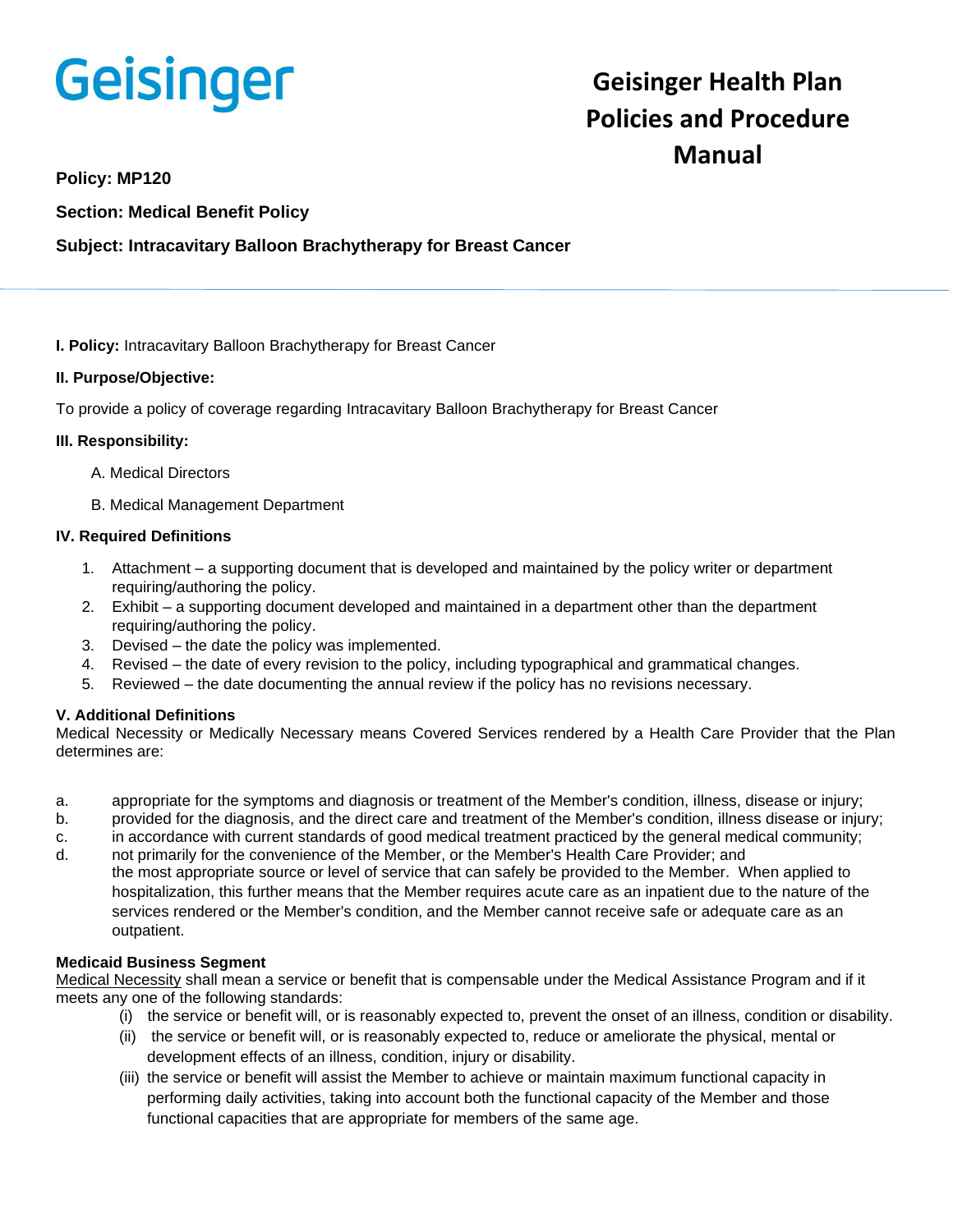Geisinger

# Geisinger Health Plan Policies and Procedure Manual

**Policy: MP120**

**Section: Medical Benefit Policy**

**Subject: Intracavitary Balloon Brachytherapy for Breast Cancer**

**I. Policy:** Intracavitary Balloon Brachytherapy for Breast Cancer

**II. Purpose/Objective:**

To provide a policy of coverage regarding Intracavitary Balloon Brachytherapy for Breast Cancer

**III. Responsibility:**

A. Medical Directors

B. Medical Management Department

**IV. Required Definitions**

1. Attachment – a supporting document that is developed and maintained by the policy writer or department requiring/authoring the policy.
2. Exhibit – a supporting document developed and maintained in a department other than the department requiring/authoring the policy.
3. Devised – the date the policy was implemented.
4. Revised – the date of every revision to the policy, including typographical and grammatical changes.
5. Reviewed – the date documenting the annual review if the policy has no revisions necessary.

**V. Additional Definitions**

Medical Necessity or Medically Necessary means Covered Services rendered by a Health Care Provider that the Plan determines are:

a. appropriate for the symptoms and diagnosis or treatment of the Member's condition, illness, disease or injury;
b. provided for the diagnosis, and the direct care and treatment of the Member's condition, illness disease or injury;
c. in accordance with current standards of good medical treatment practiced by the general medical community;
d. not primarily for the convenience of the Member, or the Member's Health Care Provider; and
   the most appropriate source or level of service that can safely be provided to the Member. When applied to hospitalization, this further means that the Member requires acute care as an inpatient due to the nature of the services rendered or the Member's condition, and the Member cannot receive safe or adequate care as an outpatient.

**Medicaid Business Segment**

Medical Necessity shall mean a service or benefit that is compensable under the Medical Assistance Program and if it meets any one of the following standards:

(i) the service or benefit will, or is reasonably expected to, prevent the onset of an illness, condition or disability.
(ii) the service or benefit will, or is reasonably expected to, reduce or ameliorate the physical, mental or development effects of an illness, condition, injury or disability.
(iii) the service or benefit will assist the Member to achieve or maintain maximum functional capacity in performing daily activities, taking into account both the functional capacity of the Member and those functional capacities that are appropriate for members of the same age.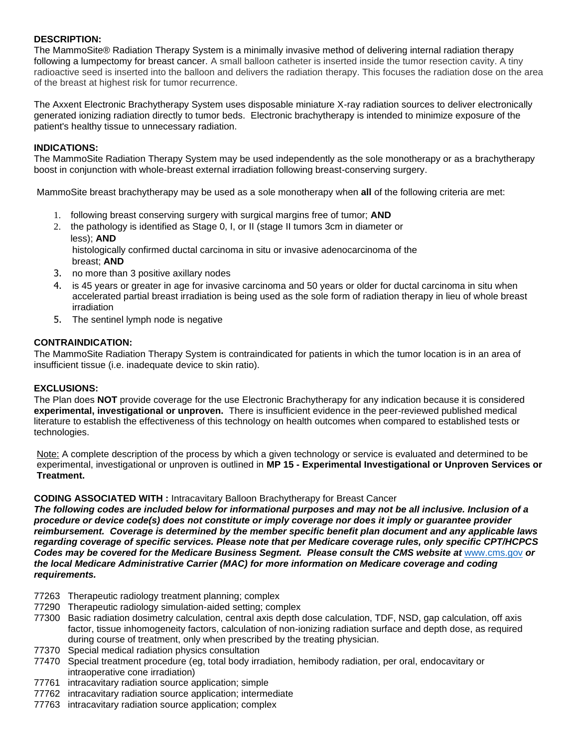**DESCRIPTION:**

The MammoSite® Radiation Therapy System is a minimally invasive method of delivering internal radiation therapy following a lumpectomy for breast cancer. A small balloon catheter is inserted inside the tumor resection cavity. A tiny radioactive seed is inserted into the balloon and delivers the radiation therapy. This focuses the radiation dose on the area of the breast at highest risk for tumor recurrence.

The Axxent Electronic Brachytherapy System uses disposable miniature X-ray radiation sources to deliver electronically generated ionizing radiation directly to tumor beds. Electronic brachytherapy is intended to minimize exposure of the patient's healthy tissue to unnecessary radiation.

**INDICATIONS:**

The MammoSite Radiation Therapy System may be used independently as the sole monotherapy or as a brachytherapy boost in conjunction with whole-breast external irradiation following breast-conserving surgery.

MammoSite breast brachytherapy may be used as a sole monotherapy when **all** of the following criteria are met:

1. following breast conserving surgery with surgical margins free of tumor; **AND**
2. the pathology is identified as Stage 0, I, or II (stage II tumors 3cm in diameter or less); **AND**
   histologically confirmed ductal carcinoma in situ or invasive adenocarcinoma of the breast; **AND**
3. no more than 3 positive axillary nodes
4. is 45 years or greater in age for invasive carcinoma and 50 years or older for ductal carcinoma in situ when accelerated partial breast irradiation is being used as the sole form of radiation therapy in lieu of whole breast irradiation
5. The sentinel lymph node is negative

**CONTRAINDICATION:**

The MammoSite Radiation Therapy System is contraindicated for patients in which the tumor location is in an area of insufficient tissue (i.e. inadequate device to skin ratio).

**EXCLUSIONS:**

The Plan does **NOT** provide coverage for the use Electronic Brachytherapy for any indication because it is considered **experimental, investigational or unproven.** There is insufficient evidence in the peer-reviewed published medical literature to establish the effectiveness of this technology on health outcomes when compared to established tests or technologies.

Note: A complete description of the process by which a given technology or service is evaluated and determined to be experimental, investigational or unproven is outlined in **MP 15 - Experimental Investigational or Unproven Services or Treatment.**

**CODING ASSOCIATED WITH :** Intracavitary Balloon Brachytherapy for Breast Cancer

***The following codes are included below for informational purposes and may not be all inclusive. Inclusion of a procedure or device code(s) does not constitute or imply coverage nor does it imply or guarantee provider reimbursement. Coverage is determined by the member specific benefit plan document and any applicable laws regarding coverage of specific services. Please note that per Medicare coverage rules, only specific CPT/HCPCS Codes may be covered for the Medicare Business Segment. Please consult the CMS website at* www.cms.gov *or the local Medicare Administrative Carrier (MAC) for more information on Medicare coverage and coding requirements.***

- 77263 Therapeutic radiology treatment planning; complex
- 77290 Therapeutic radiology simulation-aided setting; complex
- 77300 Basic radiation dosimetry calculation, central axis depth dose calculation, TDF, NSD, gap calculation, off axis factor, tissue inhomogeneity factors, calculation of non-ionizing radiation surface and depth dose, as required during course of treatment, only when prescribed by the treating physician.
- 77370 Special medical radiation physics consultation
- 77470 Special treatment procedure (eg, total body irradiation, hemibody radiation, per oral, endocavitary or intraoperative cone irradiation)
- 77761 intracavitary radiation source application; simple
- 77762 intracavitary radiation source application; intermediate
- 77763 intracavitary radiation source application; complex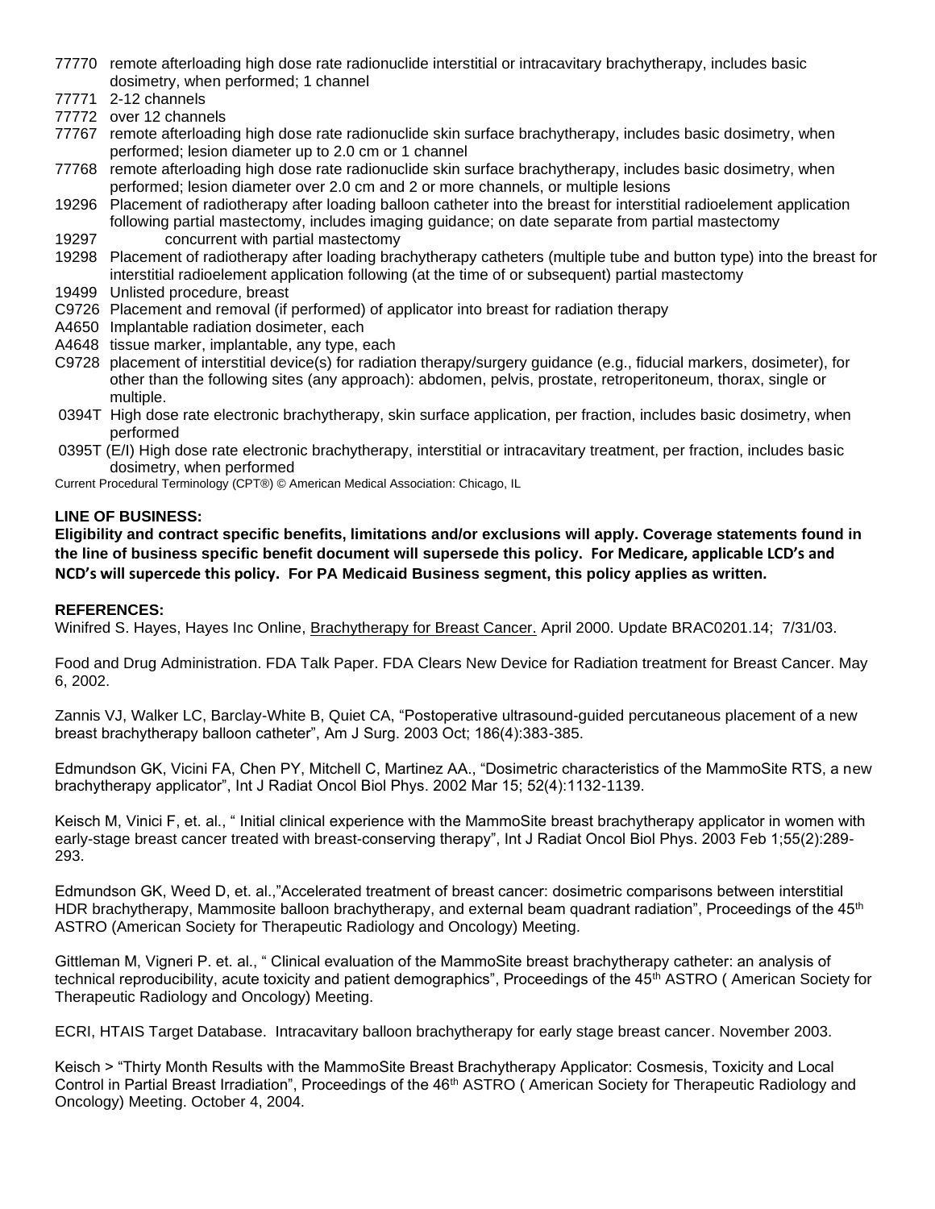77770 remote afterloading high dose rate radionuclide interstitial or intracavitary brachytherapy, includes basic dosimetry, when performed; 1 channel
77771 2-12 channels
77772 over 12 channels
77767 remote afterloading high dose rate radionuclide skin surface brachytherapy, includes basic dosimetry, when performed; lesion diameter up to 2.0 cm or 1 channel
77768 remote afterloading high dose rate radionuclide skin surface brachytherapy, includes basic dosimetry, when performed; lesion diameter over 2.0 cm and 2 or more channels, or multiple lesions
19296 Placement of radiotherapy after loading balloon catheter into the breast for interstitial radioelement application following partial mastectomy, includes imaging guidance; on date separate from partial mastectomy
19297 concurrent with partial mastectomy
19298 Placement of radiotherapy after loading brachytherapy catheters (multiple tube and button type) into the breast for interstitial radioelement application following (at the time of or subsequent) partial mastectomy
19499 Unlisted procedure, breast
C9726 Placement and removal (if performed) of applicator into breast for radiation therapy
A4650 Implantable radiation dosimeter, each
A4648 tissue marker, implantable, any type, each
C9728 placement of interstitial device(s) for radiation therapy/surgery guidance (e.g., fiducial markers, dosimeter), for other than the following sites (any approach): abdomen, pelvis, prostate, retroperitoneum, thorax, single or multiple.
0394T High dose rate electronic brachytherapy, skin surface application, per fraction, includes basic dosimetry, when performed
0395T (E/I) High dose rate electronic brachytherapy, interstitial or intracavitary treatment, per fraction, includes basic dosimetry, when performed

Current Procedural Terminology (CPT®) © American Medical Association: Chicago, IL

**LINE OF BUSINESS:**

**Eligibility and contract specific benefits, limitations and/or exclusions will apply. Coverage statements found in the line of business specific benefit document will supersede this policy. For Medicare, applicable LCD's and NCD's will supercede this policy. For PA Medicaid Business segment, this policy applies as written.**

**REFERENCES:**

Winifred S. Hayes, Hayes Inc Online, Brachytherapy for Breast Cancer. April 2000. Update BRAC0201.14; 7/31/03.

Food and Drug Administration. FDA Talk Paper. FDA Clears New Device for Radiation treatment for Breast Cancer. May 6, 2002.

Zannis VJ, Walker LC, Barclay-White B, Quiet CA, "Postoperative ultrasound-guided percutaneous placement of a new breast brachytherapy balloon catheter", Am J Surg. 2003 Oct; 186(4):383-385.

Edmundson GK, Vicini FA, Chen PY, Mitchell C, Martinez AA., "Dosimetric characteristics of the MammoSite RTS, a new brachytherapy applicator", Int J Radiat Oncol Biol Phys. 2002 Mar 15; 52(4):1132-1139.

Keisch M, Vinici F, et. al., " Initial clinical experience with the MammoSite breast brachytherapy applicator in women with early-stage breast cancer treated with breast-conserving therapy", Int J Radiat Oncol Biol Phys. 2003 Feb 1;55(2):289-293.

Edmundson GK, Weed D, et. al.,"Accelerated treatment of breast cancer: dosimetric comparisons between interstitial HDR brachytherapy, Mammosite balloon brachytherapy, and external beam quadrant radiation", Proceedings of the 45th ASTRO (American Society for Therapeutic Radiology and Oncology) Meeting.

Gittleman M, Vigneri P. et. al., " Clinical evaluation of the MammoSite breast brachytherapy catheter: an analysis of technical reproducibility, acute toxicity and patient demographics", Proceedings of the 45th ASTRO ( American Society for Therapeutic Radiology and Oncology) Meeting.

ECRI, HTAIS Target Database. Intracavitary balloon brachytherapy for early stage breast cancer. November 2003.

Keisch > "Thirty Month Results with the MammoSite Breast Brachytherapy Applicator: Cosmesis, Toxicity and Local Control in Partial Breast Irradiation", Proceedings of the 46th ASTRO ( American Society for Therapeutic Radiology and Oncology) Meeting. October 4, 2004.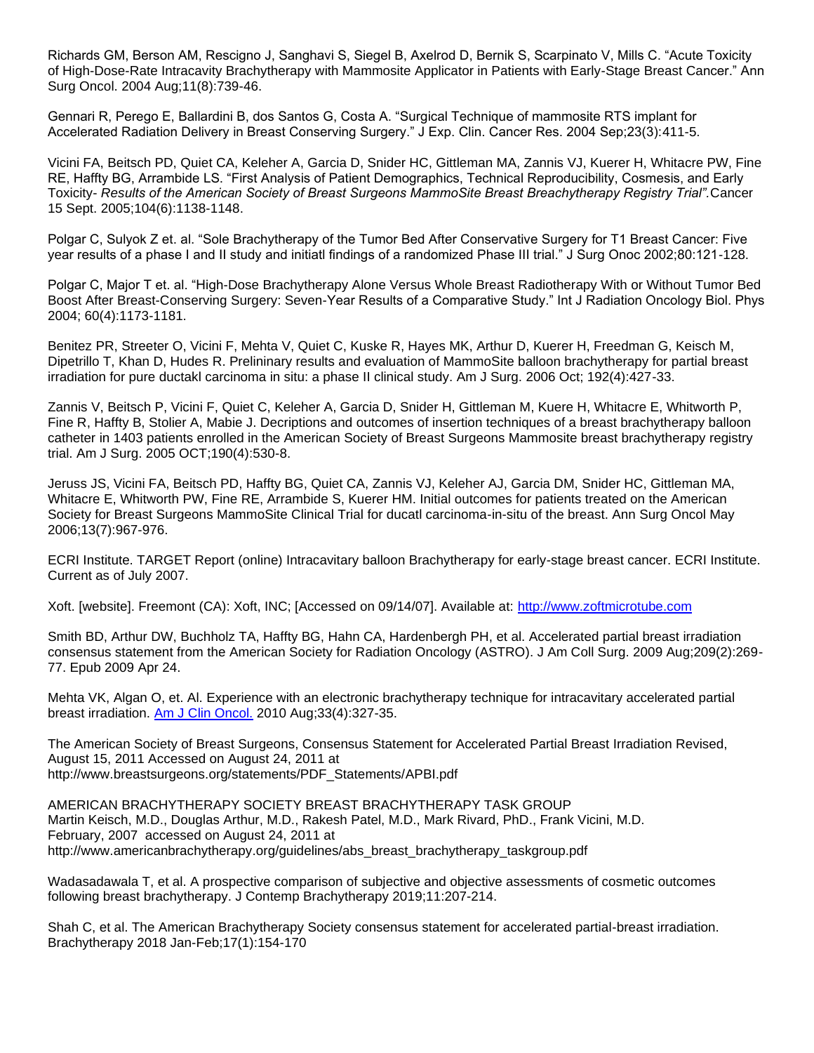Richards GM, Berson AM, Rescigno J, Sanghavi S, Siegel B, Axelrod D, Bernik S, Scarpinato V, Mills C. "Acute Toxicity of High-Dose-Rate Intracavity Brachytherapy with Mammosite Applicator in Patients with Early-Stage Breast Cancer." Ann Surg Oncol. 2004 Aug;11(8):739-46.

Gennari R, Perego E, Ballardini B, dos Santos G, Costa A. "Surgical Technique of mammosite RTS implant for Accelerated Radiation Delivery in Breast Conserving Surgery." J Exp. Clin. Cancer Res. 2004 Sep;23(3):411-5.

Vicini FA, Beitsch PD, Quiet CA, Keleher A, Garcia D, Snider HC, Gittleman MA, Zannis VJ, Kuerer H, Whitacre PW, Fine RE, Haffty BG, Arrambide LS. "First Analysis of Patient Demographics, Technical Reproducibility, Cosmesis, and Early Toxicity- *Results of the American Society of Breast Surgeons MammoSite Breast Breachytherapy Registry Trial".*Cancer 15 Sept. 2005;104(6):1138-1148.

Polgar C, Sulyok Z et. al. "Sole Brachytherapy of the Tumor Bed After Conservative Surgery for T1 Breast Cancer: Five year results of a phase I and II study and initiatl findings of a randomized Phase III trial." J Surg Onoc 2002;80:121-128.

Polgar C, Major T et. al. "High-Dose Brachytherapy Alone Versus Whole Breast Radiotherapy With or Without Tumor Bed Boost After Breast-Conserving Surgery: Seven-Year Results of a Comparative Study." Int J Radiation Oncology Biol. Phys 2004; 60(4):1173-1181.

Benitez PR, Streeter O, Vicini F, Mehta V, Quiet C, Kuske R, Hayes MK, Arthur D, Kuerer H, Freedman G, Keisch M, Dipetrillo T, Khan D, Hudes R. Prelininary results and evaluation of MammoSite balloon brachytherapy for partial breast irradiation for pure ductakl carcinoma in situ: a phase II clinical study. Am J Surg. 2006 Oct; 192(4):427-33.

Zannis V, Beitsch P, Vicini F, Quiet C, Keleher A, Garcia D, Snider H, Gittleman M, Kuere H, Whitacre E, Whitworth P, Fine R, Haffty B, Stolier A, Mabie J. Decriptions and outcomes of insertion techniques of a breast brachytherapy balloon catheter in 1403 patients enrolled in the American Society of Breast Surgeons Mammosite breast brachytherapy registry trial. Am J Surg. 2005 OCT;190(4):530-8.

Jeruss JS, Vicini FA, Beitsch PD, Haffty BG, Quiet CA, Zannis VJ, Keleher AJ, Garcia DM, Snider HC, Gittleman MA, Whitacre E, Whitworth PW, Fine RE, Arrambide S, Kuerer HM. Initial outcomes for patients treated on the American Society for Breast Surgeons MammoSite Clinical Trial for ducatl carcinoma-in-situ of the breast. Ann Surg Oncol May 2006;13(7):967-976.

ECRI Institute. TARGET Report (online) Intracavitary balloon Brachytherapy for early-stage breast cancer. ECRI Institute. Current as of July 2007.

Xoft. [website]. Freemont (CA): Xoft, INC; [Accessed on 09/14/07]. Available at: [http://www.zoftmicrotube.com](http://www.zoftmicrotube.com)

Smith BD, Arthur DW, Buchholz TA, Haffty BG, Hahn CA, Hardenbergh PH, et al. Accelerated partial breast irradiation consensus statement from the American Society for Radiation Oncology (ASTRO). J Am Coll Surg. 2009 Aug;209(2):269-77. Epub 2009 Apr 24.

Mehta VK, Algan O, et. Al. Experience with an electronic brachytherapy technique for intracavitary accelerated partial breast irradiation. Am J Clin Oncol. 2010 Aug;33(4):327-35.

The American Society of Breast Surgeons, Consensus Statement for Accelerated Partial Breast Irradiation Revised, August 15, 2011 Accessed on August 24, 2011 at http://www.breastsurgeons.org/statements/PDF_Statements/APBI.pdf

AMERICAN BRACHYTHERAPY SOCIETY BREAST BRACHYTHERAPY TASK GROUP
Martin Keisch, M.D., Douglas Arthur, M.D., Rakesh Patel, M.D., Mark Rivard, PhD., Frank Vicini, M.D.
February, 2007 accessed on August 24, 2011 at
http://www.americanbrachytherapy.org/guidelines/abs_breast_brachytherapy_taskgroup.pdf

Wadasadawala T, et al. A prospective comparison of subjective and objective assessments of cosmetic outcomes following breast brachytherapy. J Contemp Brachytherapy 2019;11:207-214.

Shah C, et al. The American Brachytherapy Society consensus statement for accelerated partial-breast irradiation. Brachytherapy 2018 Jan-Feb;17(1):154-170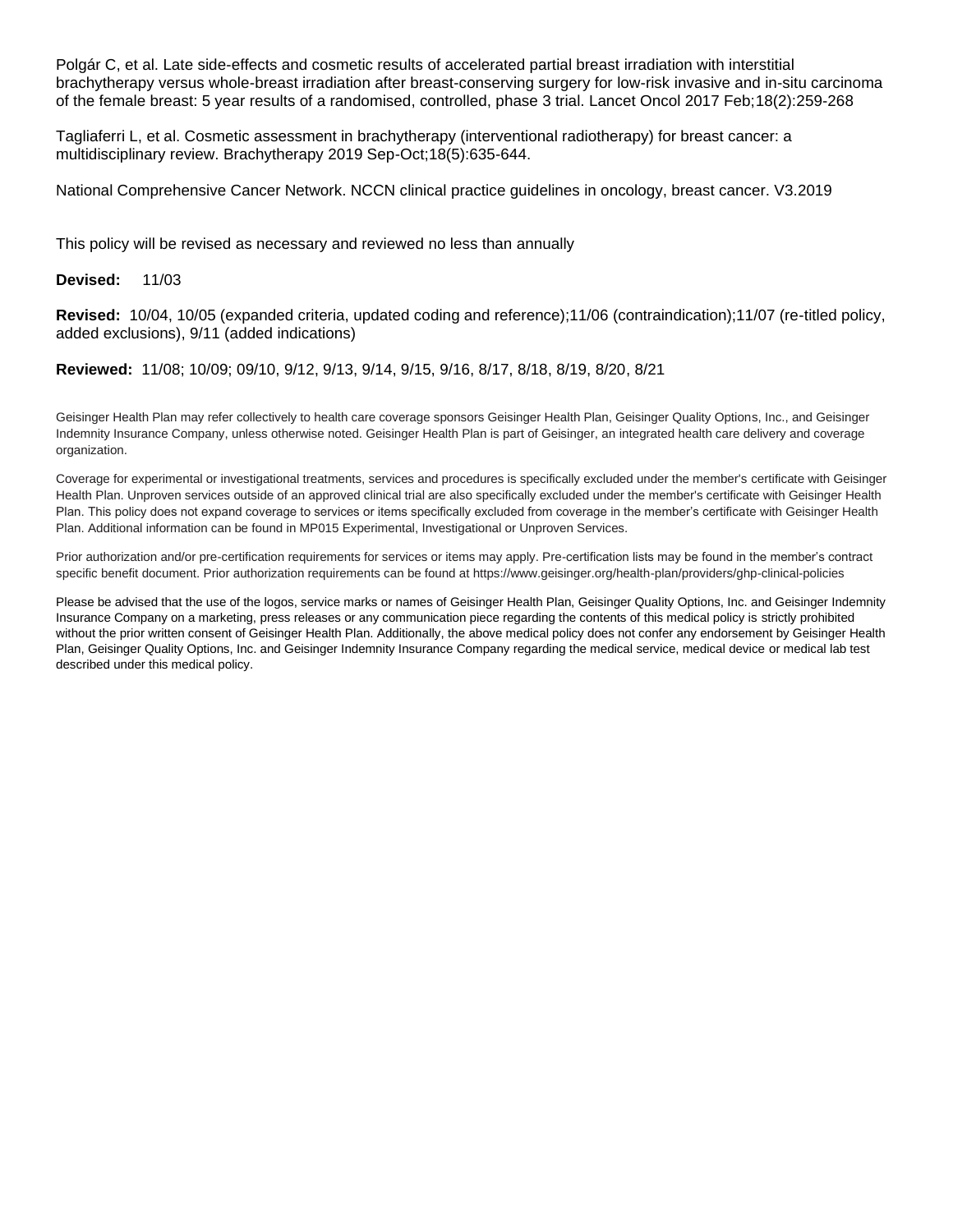Polgár C, et al. Late side-effects and cosmetic results of accelerated partial breast irradiation with interstitial brachytherapy versus whole-breast irradiation after breast-conserving surgery for low-risk invasive and in-situ carcinoma of the female breast: 5 year results of a randomised, controlled, phase 3 trial. Lancet Oncol 2017 Feb;18(2):259-268

Tagliaferri L, et al. Cosmetic assessment in brachytherapy (interventional radiotherapy) for breast cancer: a multidisciplinary review. Brachytherapy 2019 Sep-Oct;18(5):635-644.

National Comprehensive Cancer Network. NCCN clinical practice guidelines in oncology, breast cancer. V3.2019

This policy will be revised as necessary and reviewed no less than annually

**Devised:** 11/03

**Revised:** 10/04, 10/05 (expanded criteria, updated coding and reference);11/06 (contraindication);11/07 (re-titled policy, added exclusions), 9/11 (added indications)

**Reviewed:** 11/08; 10/09; 09/10, 9/12, 9/13, 9/14, 9/15, 9/16, 8/17, 8/18, 8/19, 8/20, 8/21

Geisinger Health Plan may refer collectively to health care coverage sponsors Geisinger Health Plan, Geisinger Quality Options, Inc., and Geisinger Indemnity Insurance Company, unless otherwise noted. Geisinger Health Plan is part of Geisinger, an integrated health care delivery and coverage organization.

Coverage for experimental or investigational treatments, services and procedures is specifically excluded under the member's certificate with Geisinger Health Plan. Unproven services outside of an approved clinical trial are also specifically excluded under the member's certificate with Geisinger Health Plan. This policy does not expand coverage to services or items specifically excluded from coverage in the member's certificate with Geisinger Health Plan. Additional information can be found in MP015 Experimental, Investigational or Unproven Services.

Prior authorization and/or pre-certification requirements for services or items may apply. Pre-certification lists may be found in the member's contract specific benefit document. Prior authorization requirements can be found at https://www.geisinger.org/health-plan/providers/ghp-clinical-policies

Please be advised that the use of the logos, service marks or names of Geisinger Health Plan, Geisinger Quality Options, Inc. and Geisinger Indemnity Insurance Company on a marketing, press releases or any communication piece regarding the contents of this medical policy is strictly prohibited without the prior written consent of Geisinger Health Plan. Additionally, the above medical policy does not confer any endorsement by Geisinger Health Plan, Geisinger Quality Options, Inc. and Geisinger Indemnity Insurance Company regarding the medical service, medical device or medical lab test described under this medical policy.